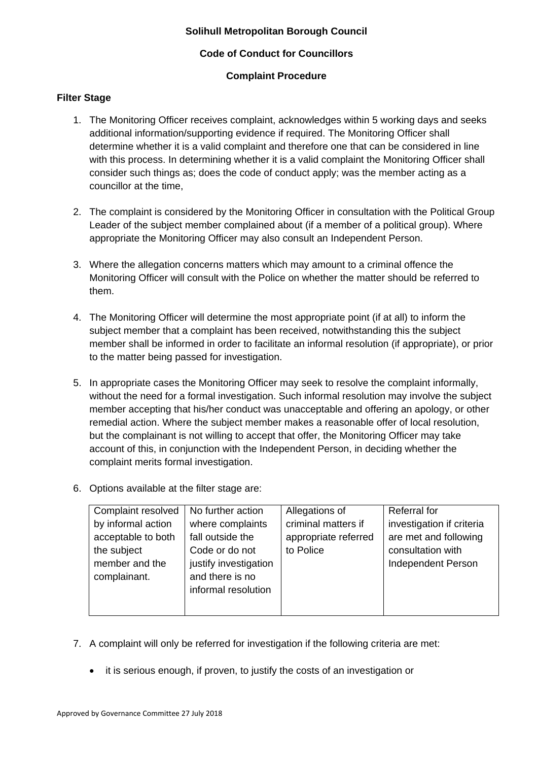**Solihull Metropolitan Borough Council**

**Code of Conduct for Councillors**

**Complaint Procedure**

**Filter Stage**

1. The Monitoring Officer receives complaint, acknowledges within 5 working days and seeks additional information/supporting evidence if required. The Monitoring Officer shall determine whether it is a valid complaint and therefore one that can be considered in line with this process. In determining whether it is a valid complaint the Monitoring Officer shall consider such things as; does the code of conduct apply; was the member acting as a councillor at the time,

2. The complaint is considered by the Monitoring Officer in consultation with the Political Group Leader of the subject member complained about (if a member of a political group). Where appropriate the Monitoring Officer may also consult an Independent Person.

3. Where the allegation concerns matters which may amount to a criminal offence the Monitoring Officer will consult with the Police on whether the matter should be referred to them.

4. The Monitoring Officer will determine the most appropriate point (if at all) to inform the subject member that a complaint has been received, notwithstanding this the subject member shall be informed in order to facilitate an informal resolution (if appropriate), or prior to the matter being passed for investigation.

5. In appropriate cases the Monitoring Officer may seek to resolve the complaint informally, without the need for a formal investigation. Such informal resolution may involve the subject member accepting that his/her conduct was unacceptable and offering an apology, or other remedial action. Where the subject member makes a reasonable offer of local resolution, but the complainant is not willing to accept that offer, the Monitoring Officer may take account of this, in conjunction with the Independent Person, in deciding whether the complaint merits formal investigation.

6. Options available at the filter stage are:

| Complaint resolved by informal action acceptable to both the subject member and the complainant. | No further action where complaints fall outside the Code or do not justify investigation and there is no informal resolution | Allegations of criminal matters if appropriate referred to Police | Referral for investigation if criteria are met and following consultation with Independent Person |
|---|---|---|---|

7. A complaint will only be referred for investigation if the following criteria are met:

   - it is serious enough, if proven, to justify the costs of an investigation or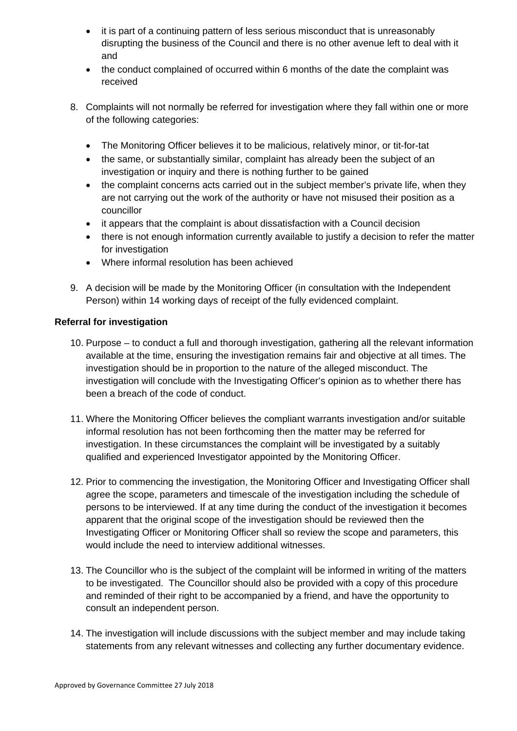- it is part of a continuing pattern of less serious misconduct that is unreasonably disrupting the business of the Council and there is no other avenue left to deal with it and
- the conduct complained of occurred within 6 months of the date the complaint was received

8. Complaints will not normally be referred for investigation where they fall within one or more of the following categories:

   - The Monitoring Officer believes it to be malicious, relatively minor, or tit-for-tat
   - the same, or substantially similar, complaint has already been the subject of an investigation or inquiry and there is nothing further to be gained
   - the complaint concerns acts carried out in the subject member's private life, when they are not carrying out the work of the authority or have not misused their position as a councillor
   - it appears that the complaint is about dissatisfaction with a Council decision
   - there is not enough information currently available to justify a decision to refer the matter for investigation
   - Where informal resolution has been achieved

9. A decision will be made by the Monitoring Officer (in consultation with the Independent Person) within 14 working days of receipt of the fully evidenced complaint.

**Referral for investigation**

10. Purpose – to conduct a full and thorough investigation, gathering all the relevant information available at the time, ensuring the investigation remains fair and objective at all times. The investigation should be in proportion to the nature of the alleged misconduct. The investigation will conclude with the Investigating Officer's opinion as to whether there has been a breach of the code of conduct.

11. Where the Monitoring Officer believes the compliant warrants investigation and/or suitable informal resolution has not been forthcoming then the matter may be referred for investigation. In these circumstances the complaint will be investigated by a suitably qualified and experienced Investigator appointed by the Monitoring Officer.

12. Prior to commencing the investigation, the Monitoring Officer and Investigating Officer shall agree the scope, parameters and timescale of the investigation including the schedule of persons to be interviewed. If at any time during the conduct of the investigation it becomes apparent that the original scope of the investigation should be reviewed then the Investigating Officer or Monitoring Officer shall so review the scope and parameters, this would include the need to interview additional witnesses.

13. The Councillor who is the subject of the complaint will be informed in writing of the matters to be investigated. The Councillor should also be provided with a copy of this procedure and reminded of their right to be accompanied by a friend, and have the opportunity to consult an independent person.

14. The investigation will include discussions with the subject member and may include taking statements from any relevant witnesses and collecting any further documentary evidence.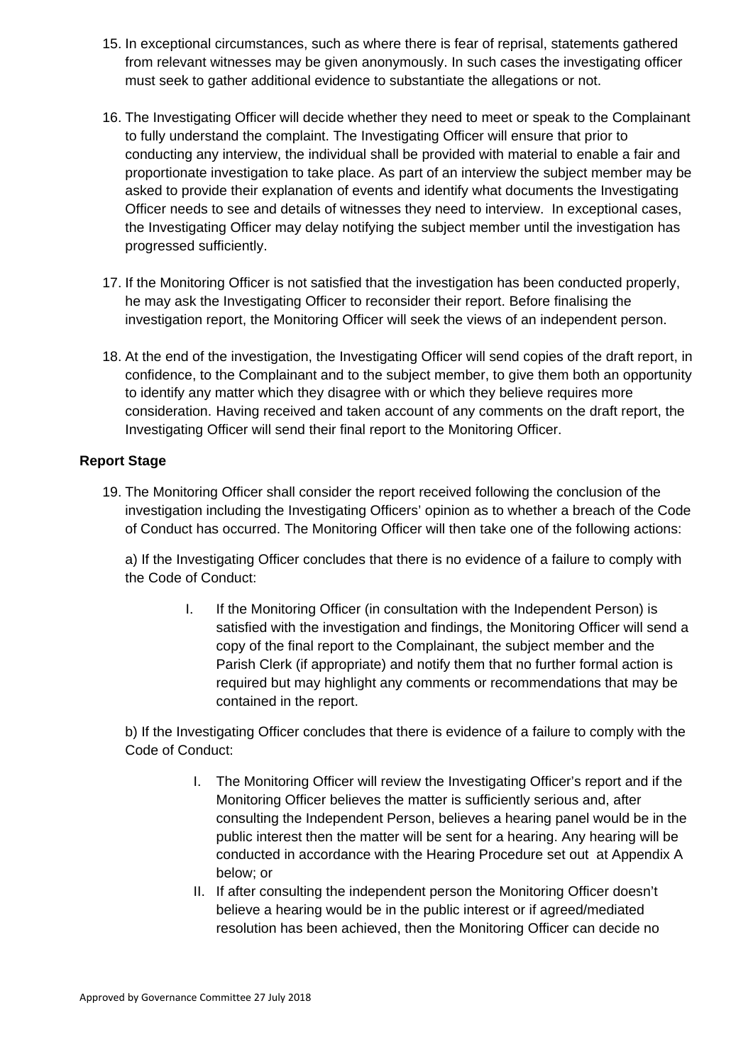15. In exceptional circumstances, such as where there is fear of reprisal, statements gathered from relevant witnesses may be given anonymously. In such cases the investigating officer must seek to gather additional evidence to substantiate the allegations or not.

16. The Investigating Officer will decide whether they need to meet or speak to the Complainant to fully understand the complaint. The Investigating Officer will ensure that prior to conducting any interview, the individual shall be provided with material to enable a fair and proportionate investigation to take place. As part of an interview the subject member may be asked to provide their explanation of events and identify what documents the Investigating Officer needs to see and details of witnesses they need to interview. In exceptional cases, the Investigating Officer may delay notifying the subject member until the investigation has progressed sufficiently.

17. If the Monitoring Officer is not satisfied that the investigation has been conducted properly, he may ask the Investigating Officer to reconsider their report. Before finalising the investigation report, the Monitoring Officer will seek the views of an independent person.

18. At the end of the investigation, the Investigating Officer will send copies of the draft report, in confidence, to the Complainant and to the subject member, to give them both an opportunity to identify any matter which they disagree with or which they believe requires more consideration. Having received and taken account of any comments on the draft report, the Investigating Officer will send their final report to the Monitoring Officer.

**Report Stage**

19. The Monitoring Officer shall consider the report received following the conclusion of the investigation including the Investigating Officers' opinion as to whether a breach of the Code of Conduct has occurred. The Monitoring Officer will then take one of the following actions:

    a) If the Investigating Officer concludes that there is no evidence of a failure to comply with the Code of Conduct:

    I. If the Monitoring Officer (in consultation with the Independent Person) is satisfied with the investigation and findings, the Monitoring Officer will send a copy of the final report to the Complainant, the subject member and the Parish Clerk (if appropriate) and notify them that no further formal action is required but may highlight any comments or recommendations that may be contained in the report.

    b) If the Investigating Officer concludes that there is evidence of a failure to comply with the Code of Conduct:

    I. The Monitoring Officer will review the Investigating Officer's report and if the Monitoring Officer believes the matter is sufficiently serious and, after consulting the Independent Person, believes a hearing panel would be in the public interest then the matter will be sent for a hearing. Any hearing will be conducted in accordance with the Hearing Procedure set out at Appendix A below; or

    II. If after consulting the independent person the Monitoring Officer doesn't believe a hearing would be in the public interest or if agreed/mediated resolution has been achieved, then the Monitoring Officer can decide no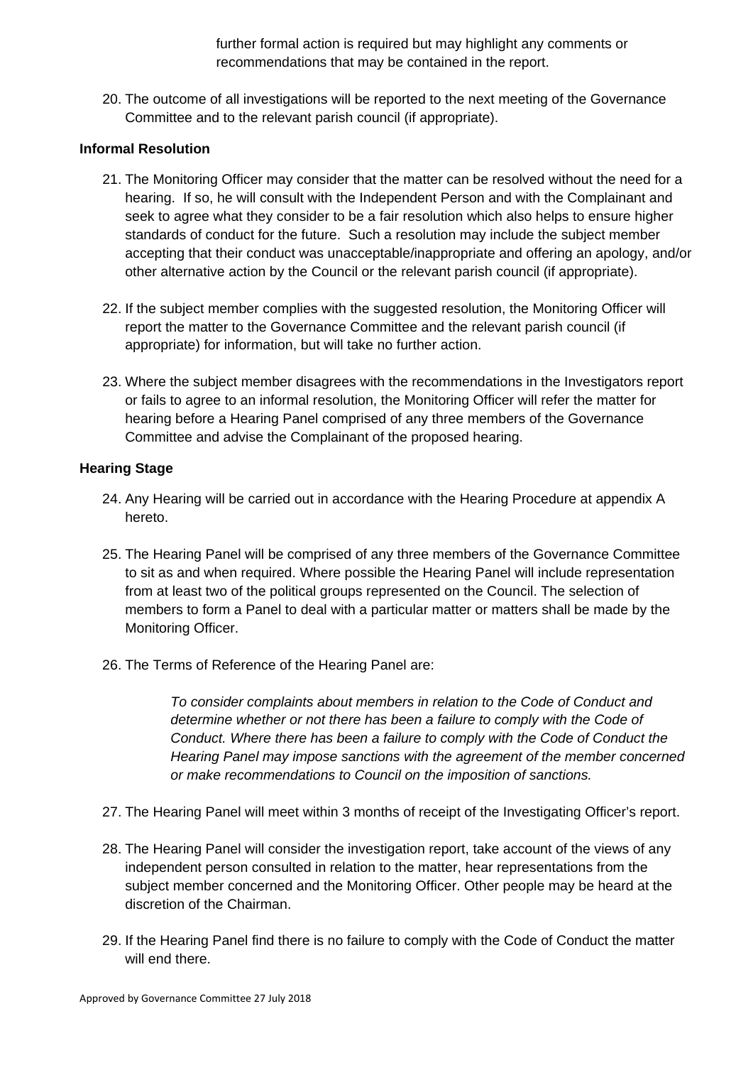further formal action is required but may highlight any comments or recommendations that may be contained in the report.

20. The outcome of all investigations will be reported to the next meeting of the Governance Committee and to the relevant parish council (if appropriate).

**Informal Resolution**

21. The Monitoring Officer may consider that the matter can be resolved without the need for a hearing. If so, he will consult with the Independent Person and with the Complainant and seek to agree what they consider to be a fair resolution which also helps to ensure higher standards of conduct for the future. Such a resolution may include the subject member accepting that their conduct was unacceptable/inappropriate and offering an apology, and/or other alternative action by the Council or the relevant parish council (if appropriate).

22. If the subject member complies with the suggested resolution, the Monitoring Officer will report the matter to the Governance Committee and the relevant parish council (if appropriate) for information, but will take no further action.

23. Where the subject member disagrees with the recommendations in the Investigators report or fails to agree to an informal resolution, the Monitoring Officer will refer the matter for hearing before a Hearing Panel comprised of any three members of the Governance Committee and advise the Complainant of the proposed hearing.

**Hearing Stage**

24. Any Hearing will be carried out in accordance with the Hearing Procedure at appendix A hereto.

25. The Hearing Panel will be comprised of any three members of the Governance Committee to sit as and when required. Where possible the Hearing Panel will include representation from at least two of the political groups represented on the Council. The selection of members to form a Panel to deal with a particular matter or matters shall be made by the Monitoring Officer.

26. The Terms of Reference of the Hearing Panel are:

    *To consider complaints about members in relation to the Code of Conduct and determine whether or not there has been a failure to comply with the Code of Conduct. Where there has been a failure to comply with the Code of Conduct the Hearing Panel may impose sanctions with the agreement of the member concerned or make recommendations to Council on the imposition of sanctions.*

27. The Hearing Panel will meet within 3 months of receipt of the Investigating Officer's report.

28. The Hearing Panel will consider the investigation report, take account of the views of any independent person consulted in relation to the matter, hear representations from the subject member concerned and the Monitoring Officer. Other people may be heard at the discretion of the Chairman.

29. If the Hearing Panel find there is no failure to comply with the Code of Conduct the matter will end there.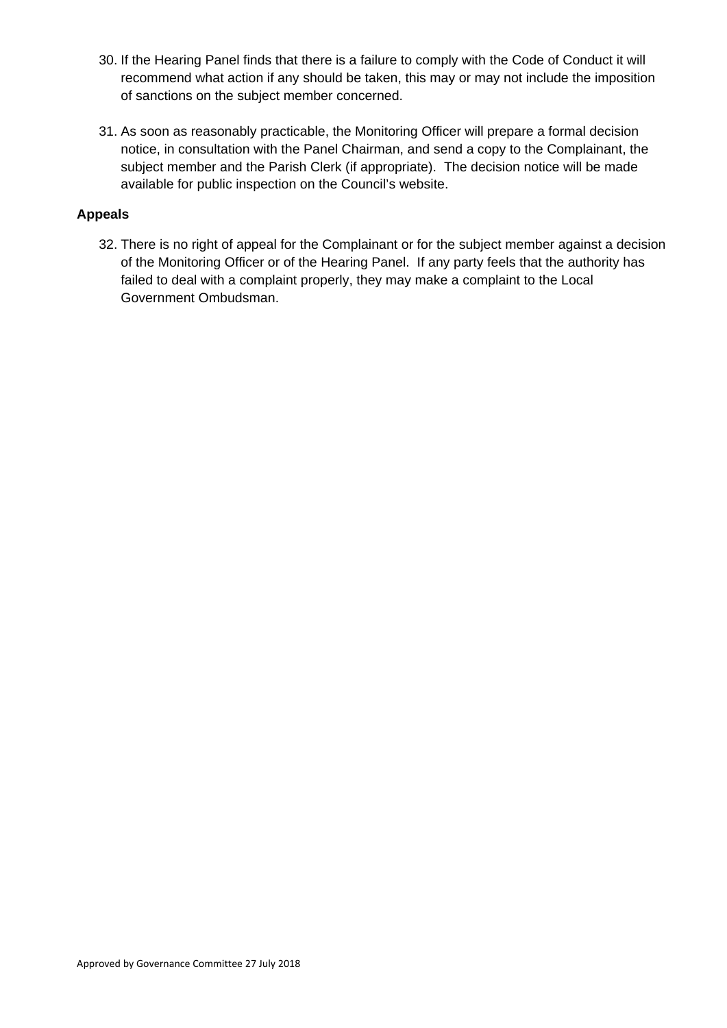30. If the Hearing Panel finds that there is a failure to comply with the Code of Conduct it will recommend what action if any should be taken, this may or may not include the imposition of sanctions on the subject member concerned.

31. As soon as reasonably practicable, the Monitoring Officer will prepare a formal decision notice, in consultation with the Panel Chairman, and send a copy to the Complainant, the subject member and the Parish Clerk (if appropriate). The decision notice will be made available for public inspection on the Council's website.

**Appeals**

32. There is no right of appeal for the Complainant or for the subject member against a decision of the Monitoring Officer or of the Hearing Panel. If any party feels that the authority has failed to deal with a complaint properly, they may make a complaint to the Local Government Ombudsman.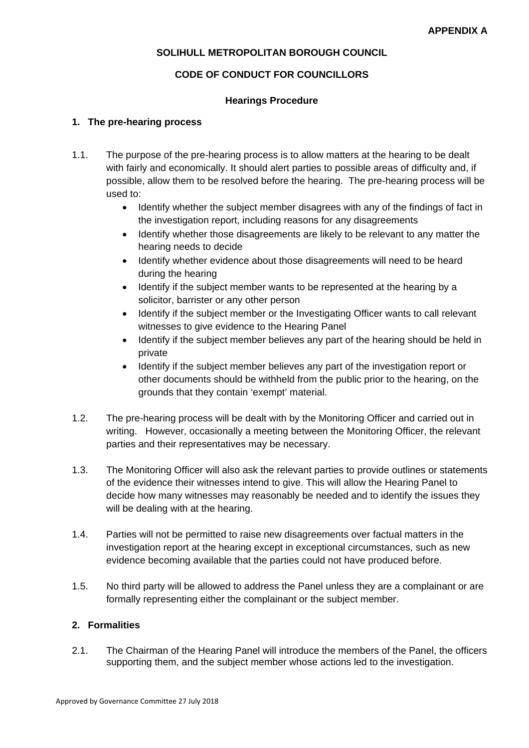**APPENDIX A**

**SOLIHULL METROPOLITAN BOROUGH COUNCIL**

**CODE OF CONDUCT FOR COUNCILLORS**

**Hearings Procedure**

## 1. The pre-hearing process

1.1. The purpose of the pre-hearing process is to allow matters at the hearing to be dealt with fairly and economically. It should alert parties to possible areas of difficulty and, if possible, allow them to be resolved before the hearing. The pre-hearing process will be used to:

- Identify whether the subject member disagrees with any of the findings of fact in the investigation report, including reasons for any disagreements
- Identify whether those disagreements are likely to be relevant to any matter the hearing needs to decide
- Identify whether evidence about those disagreements will need to be heard during the hearing
- Identify if the subject member wants to be represented at the hearing by a solicitor, barrister or any other person
- Identify if the subject member or the Investigating Officer wants to call relevant witnesses to give evidence to the Hearing Panel
- Identify if the subject member believes any part of the hearing should be held in private
- Identify if the subject member believes any part of the investigation report or other documents should be withheld from the public prior to the hearing, on the grounds that they contain 'exempt' material.

1.2. The pre-hearing process will be dealt with by the Monitoring Officer and carried out in writing. However, occasionally a meeting between the Monitoring Officer, the relevant parties and their representatives may be necessary.

1.3. The Monitoring Officer will also ask the relevant parties to provide outlines or statements of the evidence their witnesses intend to give. This will allow the Hearing Panel to decide how many witnesses may reasonably be needed and to identify the issues they will be dealing with at the hearing.

1.4. Parties will not be permitted to raise new disagreements over factual matters in the investigation report at the hearing except in exceptional circumstances, such as new evidence becoming available that the parties could not have produced before.

1.5. No third party will be allowed to address the Panel unless they are a complainant or are formally representing either the complainant or the subject member.

## 2. Formalities

2.1. The Chairman of the Hearing Panel will introduce the members of the Panel, the officers supporting them, and the subject member whose actions led to the investigation.

Approved by Governance Committee 27 July 2018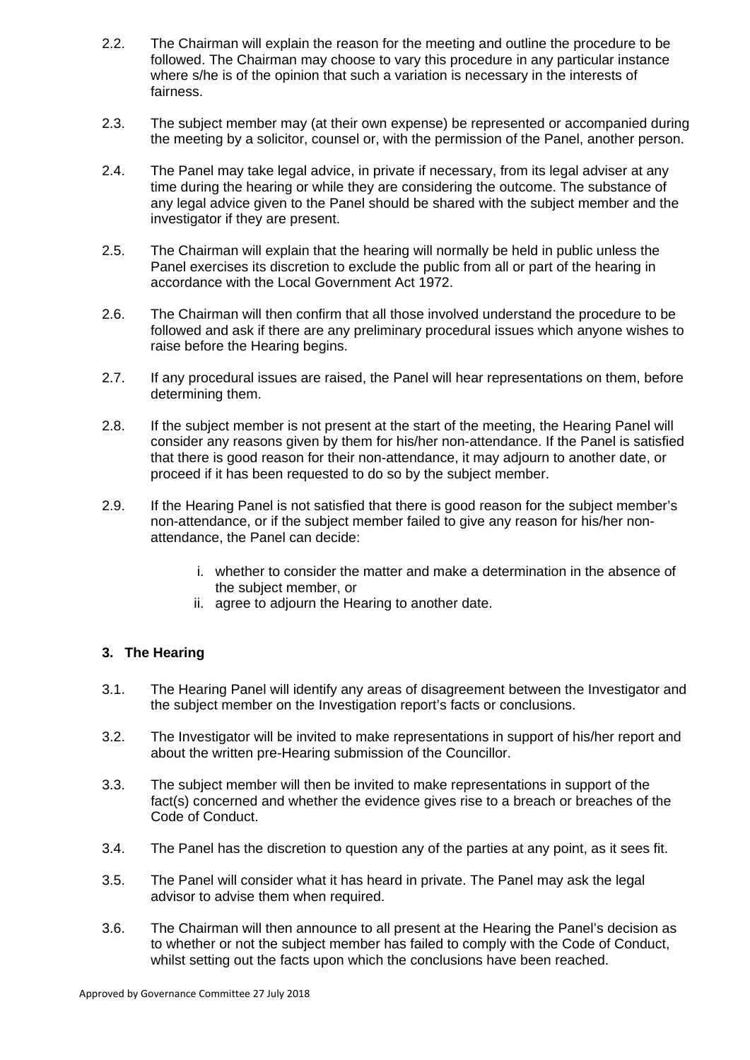2.2. The Chairman will explain the reason for the meeting and outline the procedure to be followed. The Chairman may choose to vary this procedure in any particular instance where s/he is of the opinion that such a variation is necessary in the interests of fairness.

2.3. The subject member may (at their own expense) be represented or accompanied during the meeting by a solicitor, counsel or, with the permission of the Panel, another person.

2.4. The Panel may take legal advice, in private if necessary, from its legal adviser at any time during the hearing or while they are considering the outcome. The substance of any legal advice given to the Panel should be shared with the subject member and the investigator if they are present.

2.5. The Chairman will explain that the hearing will normally be held in public unless the Panel exercises its discretion to exclude the public from all or part of the hearing in accordance with the Local Government Act 1972.

2.6. The Chairman will then confirm that all those involved understand the procedure to be followed and ask if there are any preliminary procedural issues which anyone wishes to raise before the Hearing begins.

2.7. If any procedural issues are raised, the Panel will hear representations on them, before determining them.

2.8. If the subject member is not present at the start of the meeting, the Hearing Panel will consider any reasons given by them for his/her non-attendance. If the Panel is satisfied that there is good reason for their non-attendance, it may adjourn to another date, or proceed if it has been requested to do so by the subject member.

2.9. If the Hearing Panel is not satisfied that there is good reason for the subject member's non-attendance, or if the subject member failed to give any reason for his/her non-attendance, the Panel can decide:

   i. whether to consider the matter and make a determination in the absence of the subject member, or
   ii. agree to adjourn the Hearing to another date.

### 3. The Hearing

3.1. The Hearing Panel will identify any areas of disagreement between the Investigator and the subject member on the Investigation report's facts or conclusions.

3.2. The Investigator will be invited to make representations in support of his/her report and about the written pre-Hearing submission of the Councillor.

3.3. The subject member will then be invited to make representations in support of the fact(s) concerned and whether the evidence gives rise to a breach or breaches of the Code of Conduct.

3.4. The Panel has the discretion to question any of the parties at any point, as it sees fit.

3.5. The Panel will consider what it has heard in private. The Panel may ask the legal advisor to advise them when required.

3.6. The Chairman will then announce to all present at the Hearing the Panel's decision as to whether or not the subject member has failed to comply with the Code of Conduct, whilst setting out the facts upon which the conclusions have been reached.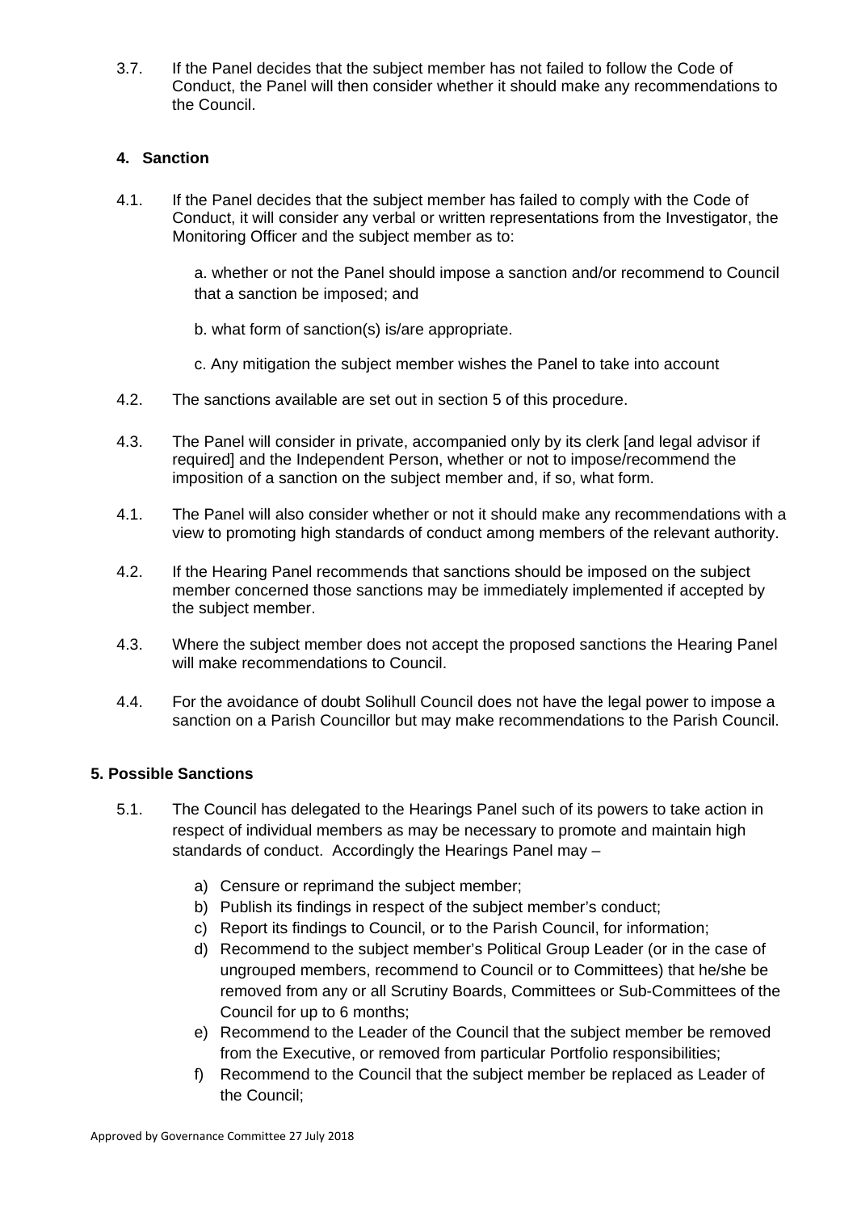3.7. If the Panel decides that the subject member has not failed to follow the Code of Conduct, the Panel will then consider whether it should make any recommendations to the Council.

## 4. Sanction

4.1. If the Panel decides that the subject member has failed to comply with the Code of Conduct, it will consider any verbal or written representations from the Investigator, the Monitoring Officer and the subject member as to:

a. whether or not the Panel should impose a sanction and/or recommend to Council that a sanction be imposed; and

b. what form of sanction(s) is/are appropriate.

c. Any mitigation the subject member wishes the Panel to take into account

4.2. The sanctions available are set out in section 5 of this procedure.

4.3. The Panel will consider in private, accompanied only by its clerk [and legal advisor if required] and the Independent Person, whether or not to impose/recommend the imposition of a sanction on the subject member and, if so, what form.

4.1. The Panel will also consider whether or not it should make any recommendations with a view to promoting high standards of conduct among members of the relevant authority.

4.2. If the Hearing Panel recommends that sanctions should be imposed on the subject member concerned those sanctions may be immediately implemented if accepted by the subject member.

4.3. Where the subject member does not accept the proposed sanctions the Hearing Panel will make recommendations to Council.

4.4. For the avoidance of doubt Solihull Council does not have the legal power to impose a sanction on a Parish Councillor but may make recommendations to the Parish Council.

## 5. Possible Sanctions

5.1. The Council has delegated to the Hearings Panel such of its powers to take action in respect of individual members as may be necessary to promote and maintain high standards of conduct. Accordingly the Hearings Panel may –

a) Censure or reprimand the subject member;
b) Publish its findings in respect of the subject member's conduct;
c) Report its findings to Council, or to the Parish Council, for information;
d) Recommend to the subject member's Political Group Leader (or in the case of ungrouped members, recommend to Council or to Committees) that he/she be removed from any or all Scrutiny Boards, Committees or Sub-Committees of the Council for up to 6 months;
e) Recommend to the Leader of the Council that the subject member be removed from the Executive, or removed from particular Portfolio responsibilities;
f) Recommend to the Council that the subject member be replaced as Leader of the Council;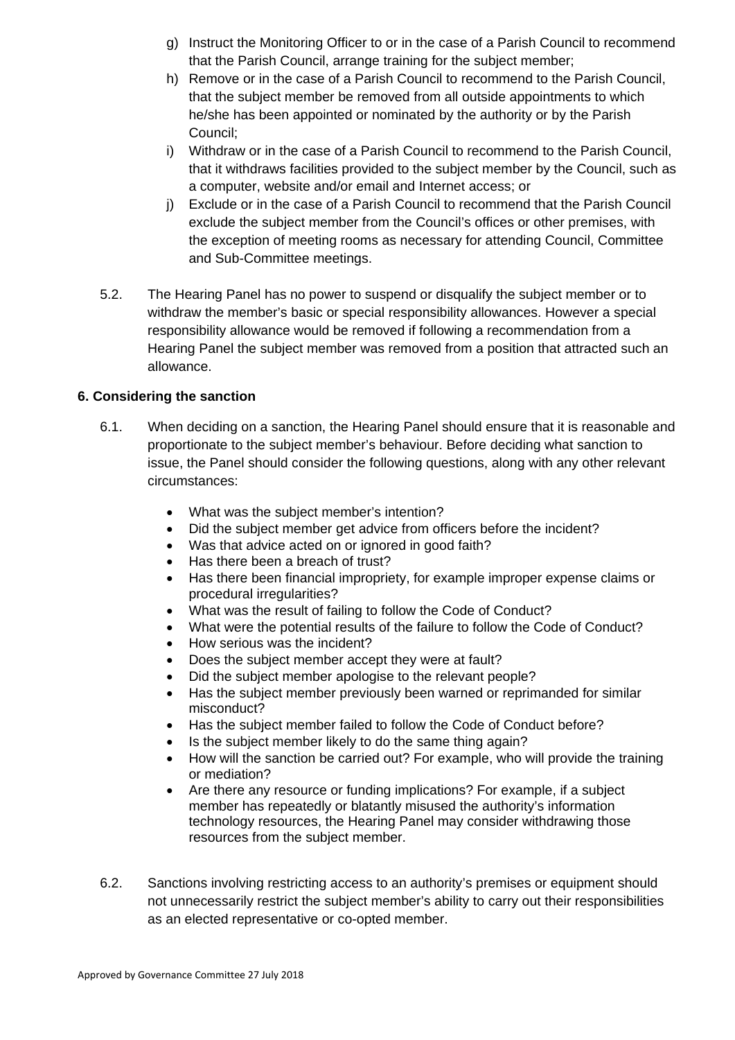g) Instruct the Monitoring Officer to or in the case of a Parish Council to recommend that the Parish Council, arrange training for the subject member;
h) Remove or in the case of a Parish Council to recommend to the Parish Council, that the subject member be removed from all outside appointments to which he/she has been appointed or nominated by the authority or by the Parish Council;
i) Withdraw or in the case of a Parish Council to recommend to the Parish Council, that it withdraws facilities provided to the subject member by the Council, such as a computer, website and/or email and Internet access; or
j) Exclude or in the case of a Parish Council to recommend that the Parish Council exclude the subject member from the Council's offices or other premises, with the exception of meeting rooms as necessary for attending Council, Committee and Sub-Committee meetings.

5.2. The Hearing Panel has no power to suspend or disqualify the subject member or to withdraw the member's basic or special responsibility allowances. However a special responsibility allowance would be removed if following a recommendation from a Hearing Panel the subject member was removed from a position that attracted such an allowance.

**6. Considering the sanction**

6.1. When deciding on a sanction, the Hearing Panel should ensure that it is reasonable and proportionate to the subject member's behaviour. Before deciding what sanction to issue, the Panel should consider the following questions, along with any other relevant circumstances:

- What was the subject member's intention?
- Did the subject member get advice from officers before the incident?
- Was that advice acted on or ignored in good faith?
- Has there been a breach of trust?
- Has there been financial impropriety, for example improper expense claims or procedural irregularities?
- What was the result of failing to follow the Code of Conduct?
- What were the potential results of the failure to follow the Code of Conduct?
- How serious was the incident?
- Does the subject member accept they were at fault?
- Did the subject member apologise to the relevant people?
- Has the subject member previously been warned or reprimanded for similar misconduct?
- Has the subject member failed to follow the Code of Conduct before?
- Is the subject member likely to do the same thing again?
- How will the sanction be carried out? For example, who will provide the training or mediation?
- Are there any resource or funding implications? For example, if a subject member has repeatedly or blatantly misused the authority's information technology resources, the Hearing Panel may consider withdrawing those resources from the subject member.

6.2. Sanctions involving restricting access to an authority's premises or equipment should not unnecessarily restrict the subject member's ability to carry out their responsibilities as an elected representative or co-opted member.

Approved by Governance Committee 27 July 2018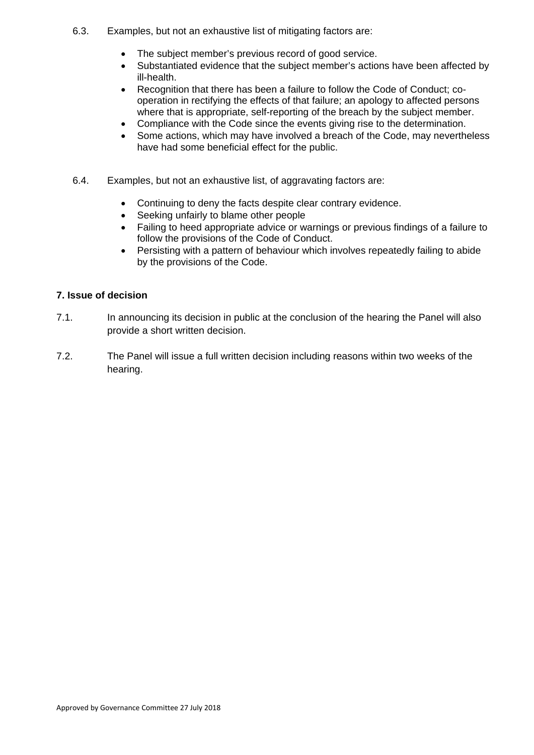6.3. Examples, but not an exhaustive list of mitigating factors are:

- The subject member's previous record of good service.
- Substantiated evidence that the subject member's actions have been affected by ill-health.
- Recognition that there has been a failure to follow the Code of Conduct; co-operation in rectifying the effects of that failure; an apology to affected persons where that is appropriate, self-reporting of the breach by the subject member.
- Compliance with the Code since the events giving rise to the determination.
- Some actions, which may have involved a breach of the Code, may nevertheless have had some beneficial effect for the public.

6.4. Examples, but not an exhaustive list, of aggravating factors are:

- Continuing to deny the facts despite clear contrary evidence.
- Seeking unfairly to blame other people
- Failing to heed appropriate advice or warnings or previous findings of a failure to follow the provisions of the Code of Conduct.
- Persisting with a pattern of behaviour which involves repeatedly failing to abide by the provisions of the Code.

**7. Issue of decision**

7.1. In announcing its decision in public at the conclusion of the hearing the Panel will also provide a short written decision.

7.2. The Panel will issue a full written decision including reasons within two weeks of the hearing.

Approved by Governance Committee 27 July 2018